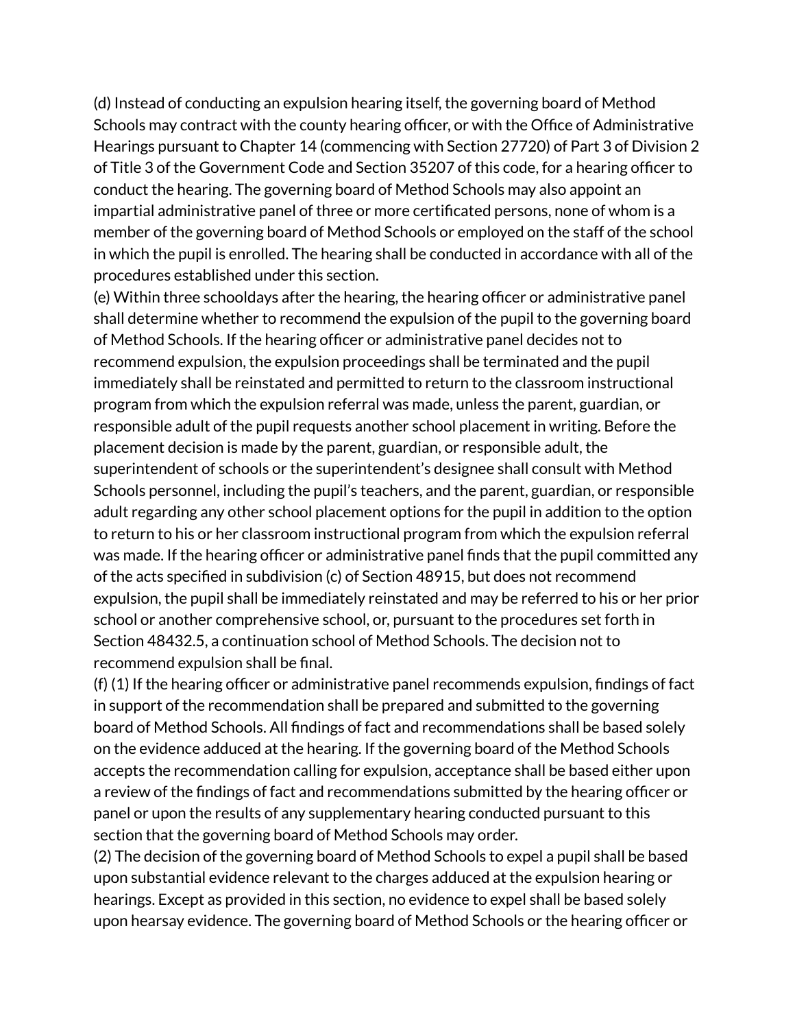(d) Instead of conducting an expulsion hearing itself, the governing board of Method Schools may contract with the county hearing officer, or with the Office of Administrative Hearings pursuant to Chapter 14 (commencing with Section 27720) of Part 3 of Division 2 of Title 3 of the Government Code and Section 35207 of this code, for a hearing officer to conduct the hearing. The governing board of Method Schools may also appoint an impartial administrative panel of three or more certificated persons, none of whom is a member of the governing board of Method Schools or employed on the staff of the school in which the pupil is enrolled. The hearing shall be conducted in accordance with all of the procedures established under this section.

(e) Within three schooldays after the hearing, the hearing officer or administrative panel shall determine whether to recommend the expulsion of the pupil to the governing board of Method Schools. If the hearing officer or administrative panel decides not to recommend expulsion, the expulsion proceedings shall be terminated and the pupil immediately shall be reinstated and permitted to return to the classroom instructional program from which the expulsion referral was made, unless the parent, guardian, or responsible adult of the pupil requests another school placement in writing. Before the placement decision is made by the parent, guardian, or responsible adult, the superintendent of schools or the superintendent's designee shall consult with Method Schools personnel, including the pupil's teachers, and the parent, guardian, or responsible adult regarding any other school placement options for the pupil in addition to the option to return to his or her classroom instructional program from which the expulsion referral was made. If the hearing officer or administrative panel finds that the pupil committed any of the acts specified in subdivision (c) of Section 48915, but does not recommend expulsion, the pupil shall be immediately reinstated and may be referred to his or her prior school or another comprehensive school, or, pursuant to the procedures set forth in Section 48432.5, a continuation school of Method Schools. The decision not to recommend expulsion shall be final.

(f) (1) If the hearing officer or administrative panel recommends expulsion, findings of fact in support of the recommendation shall be prepared and submitted to the governing board of Method Schools. All findings of fact and recommendations shall be based solely on the evidence adduced at the hearing. If the governing board of the Method Schools accepts the recommendation calling for expulsion, acceptance shall be based either upon a review of the findings of fact and recommendations submitted by the hearing officer or panel or upon the results of any supplementary hearing conducted pursuant to this section that the governing board of Method Schools may order.

(2) The decision of the governing board of Method Schools to expel a pupil shall be based upon substantial evidence relevant to the charges adduced at the expulsion hearing or hearings. Except as provided in this section, no evidence to expel shall be based solely upon hearsay evidence. The governing board of Method Schools or the hearing officer or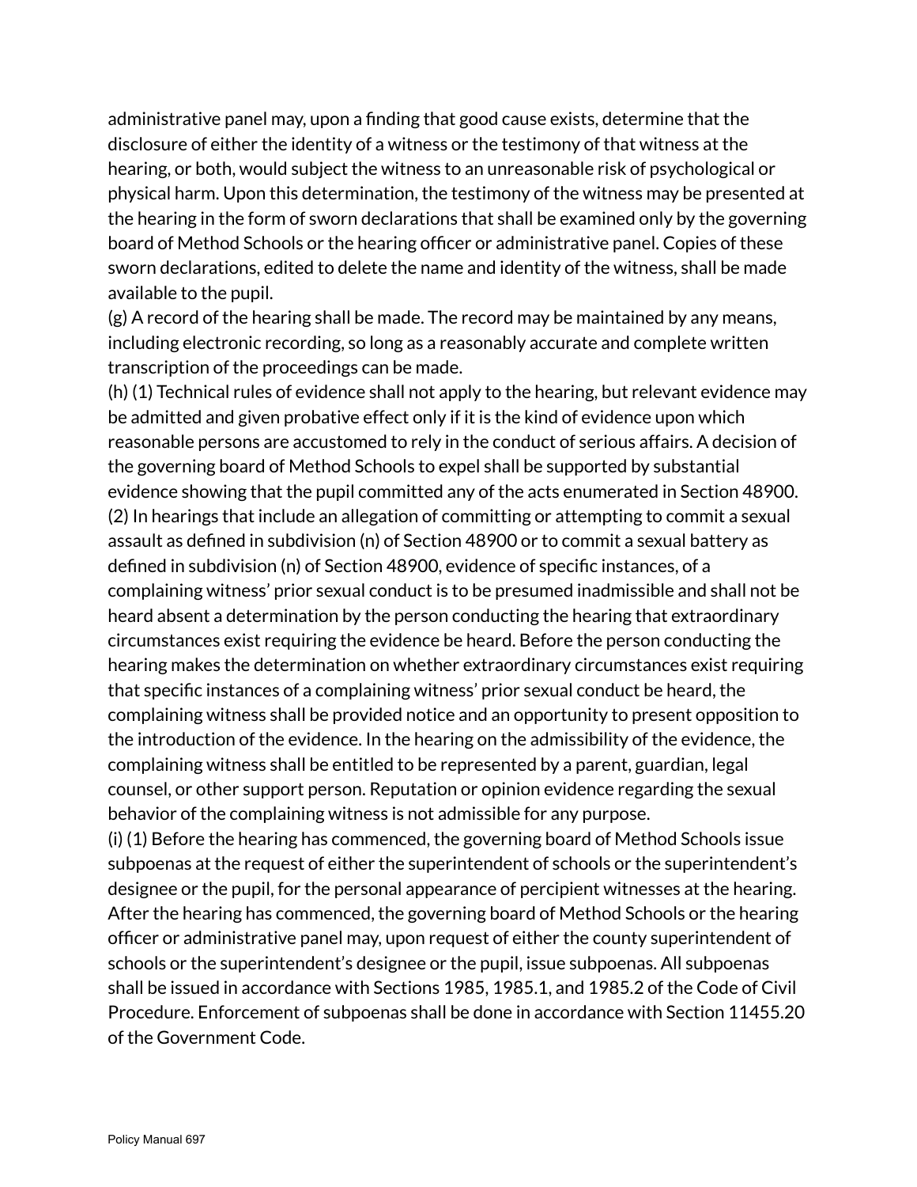administrative panel may, upon a finding that good cause exists, determine that the disclosure of either the identity of a witness or the testimony of that witness at the hearing, or both, would subject the witness to an unreasonable risk of psychological or physical harm. Upon this determination, the testimony of the witness may be presented at the hearing in the form of sworn declarations that shall be examined only by the governing board of Method Schools or the hearing officer or administrative panel. Copies of these sworn declarations, edited to delete the name and identity of the witness, shall be made available to the pupil.

(g) A record of the hearing shall be made. The record may be maintained by any means, including electronic recording, so long as a reasonably accurate and complete written transcription of the proceedings can be made.

(h) (1) Technical rules of evidence shall not apply to the hearing, but relevant evidence may be admitted and given probative effect only if it is the kind of evidence upon which reasonable persons are accustomed to rely in the conduct of serious affairs. A decision of the governing board of Method Schools to expel shall be supported by substantial evidence showing that the pupil committed any of the acts enumerated in Section 48900.

(2) In hearings that include an allegation of committing or attempting to commit a sexual assault as defined in subdivision (n) of Section 48900 or to commit a sexual battery as defined in subdivision (n) of Section 48900, evidence of specific instances, of a complaining witness' prior sexual conduct is to be presumed inadmissible and shall not be heard absent a determination by the person conducting the hearing that extraordinary circumstances exist requiring the evidence be heard. Before the person conducting the hearing makes the determination on whether extraordinary circumstances exist requiring that specific instances of a complaining witness' prior sexual conduct be heard, the complaining witness shall be provided notice and an opportunity to present opposition to the introduction of the evidence. In the hearing on the admissibility of the evidence, the complaining witness shall be entitled to be represented by a parent, guardian, legal counsel, or other support person. Reputation or opinion evidence regarding the sexual behavior of the complaining witness is not admissible for any purpose.

(i) (1) Before the hearing has commenced, the governing board of Method Schools issue subpoenas at the request of either the superintendent of schools or the superintendent's designee or the pupil, for the personal appearance of percipient witnesses at the hearing. After the hearing has commenced, the governing board of Method Schools or the hearing officer or administrative panel may, upon request of either the county superintendent of schools or the superintendent's designee or the pupil, issue subpoenas. All subpoenas shall be issued in accordance with Sections 1985, 1985.1, and 1985.2 of the Code of Civil Procedure. Enforcement of subpoenas shall be done in accordance with Section 11455.20 of the Government Code.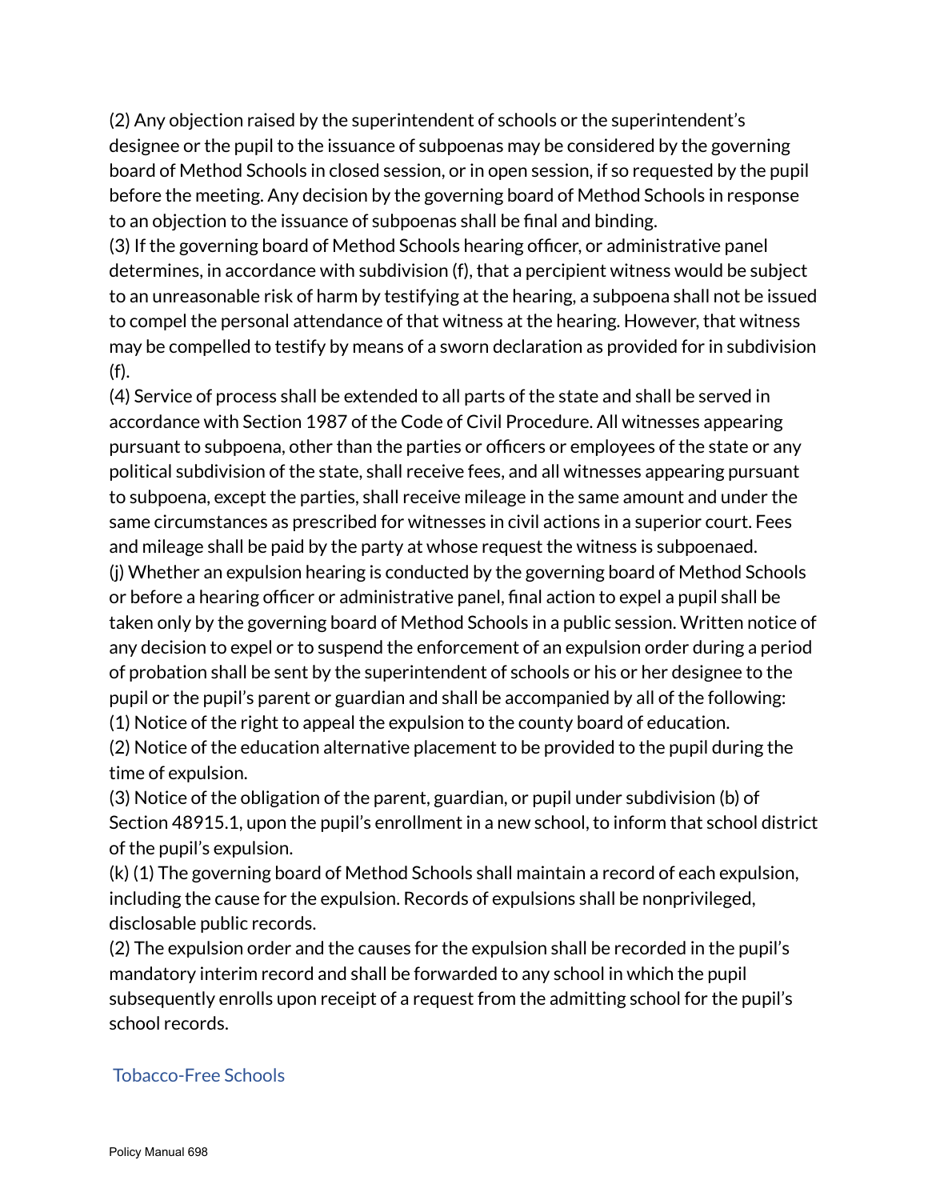(2) Any objection raised by the superintendent of schools or the superintendent's designee or the pupil to the issuance of subpoenas may be considered by the governing board of Method Schools in closed session, or in open session, if so requested by the pupil before the meeting. Any decision by the governing board of Method Schools in response to an objection to the issuance of subpoenas shall be final and binding.

(3) If the governing board of Method Schools hearing officer, or administrative panel determines, in accordance with subdivision (f), that a percipient witness would be subject to an unreasonable risk of harm by testifying at the hearing, a subpoena shall not be issued to compel the personal attendance of that witness at the hearing. However, that witness may be compelled to testify by means of a sworn declaration as provided for in subdivision (f).

(4) Service of process shall be extended to all parts of the state and shall be served in accordance with Section 1987 of the Code of Civil Procedure. All witnesses appearing pursuant to subpoena, other than the parties or officers or employees of the state or any political subdivision of the state, shall receive fees, and all witnesses appearing pursuant to subpoena, except the parties, shall receive mileage in the same amount and under the same circumstances as prescribed for witnesses in civil actions in a superior court. Fees and mileage shall be paid by the party at whose request the witness is subpoenaed.

(j) Whether an expulsion hearing is conducted by the governing board of Method Schools or before a hearing officer or administrative panel, final action to expel a pupil shall be taken only by the governing board of Method Schools in a public session. Written notice of any decision to expel or to suspend the enforcement of an expulsion order during a period of probation shall be sent by the superintendent of schools or his or her designee to the pupil or the pupil's parent or guardian and shall be accompanied by all of the following:

(1) Notice of the right to appeal the expulsion to the county board of education.

(2) Notice of the education alternative placement to be provided to the pupil during the time of expulsion.

(3) Notice of the obligation of the parent, guardian, or pupil under subdivision (b) of Section 48915.1, upon the pupil's enrollment in a new school, to inform that school district of the pupil's expulsion.

(k) (1) The governing board of Method Schools shall maintain a record of each expulsion, including the cause for the expulsion. Records of expulsions shall be nonprivileged, disclosable public records.

(2) The expulsion order and the causes for the expulsion shall be recorded in the pupil's mandatory interim record and shall be forwarded to any school in which the pupil subsequently enrolls upon receipt of a request from the admitting school for the pupil's school records.

## Tobacco-Free Schools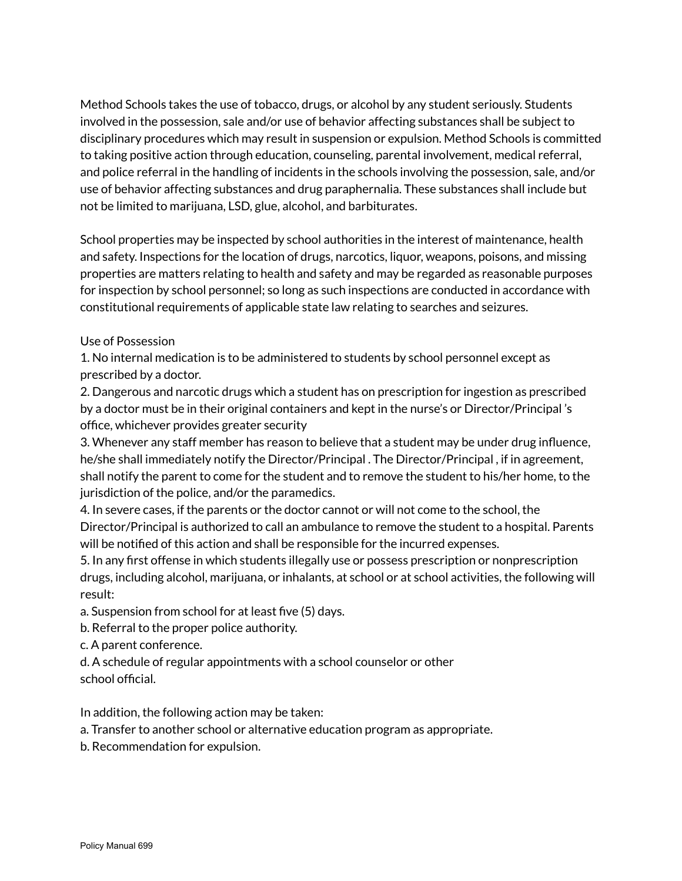Method Schools takes the use of tobacco, drugs, or alcohol by any student seriously. Students involved in the possession, sale and/or use of behavior affecting substances shall be subject to disciplinary procedures which may result in suspension or expulsion. Method Schools is committed to taking positive action through education, counseling, parental involvement, medical referral, and police referral in the handling of incidents in the schools involving the possession, sale, and/or use of behavior affecting substances and drug paraphernalia. These substances shall include but not be limited to marijuana, LSD, glue, alcohol, and barbiturates.

School properties may be inspected by school authorities in the interest of maintenance, health and safety. Inspections for the location of drugs, narcotics, liquor, weapons, poisons, and missing properties are matters relating to health and safety and may be regarded as reasonable purposes for inspection by school personnel; so long as such inspections are conducted in accordance with constitutional requirements of applicable state law relating to searches and seizures.

Use of Possession

1. No internal medication is to be administered to students by school personnel except as prescribed by a doctor.
2. Dangerous and narcotic drugs which a student has on prescription for ingestion as prescribed by a doctor must be in their original containers and kept in the nurse's or Director/Principal 's office, whichever provides greater security
3. Whenever any staff member has reason to believe that a student may be under drug influence, he/she shall immediately notify the Director/Principal . The Director/Principal , if in agreement, shall notify the parent to come for the student and to remove the student to his/her home, to the jurisdiction of the police, and/or the paramedics.
4. In severe cases, if the parents or the doctor cannot or will not come to the school, the Director/Principal is authorized to call an ambulance to remove the student to a hospital. Parents will be notified of this action and shall be responsible for the incurred expenses.
5. In any first offense in which students illegally use or possess prescription or nonprescription drugs, including alcohol, marijuana, or inhalants, at school or at school activities, the following will result:

a. Suspension from school for at least five (5) days.
b. Referral to the proper police authority.
c. A parent conference.
d. A schedule of regular appointments with a school counselor or other school official.

In addition, the following action may be taken:

a. Transfer to another school or alternative education program as appropriate.
b. Recommendation for expulsion.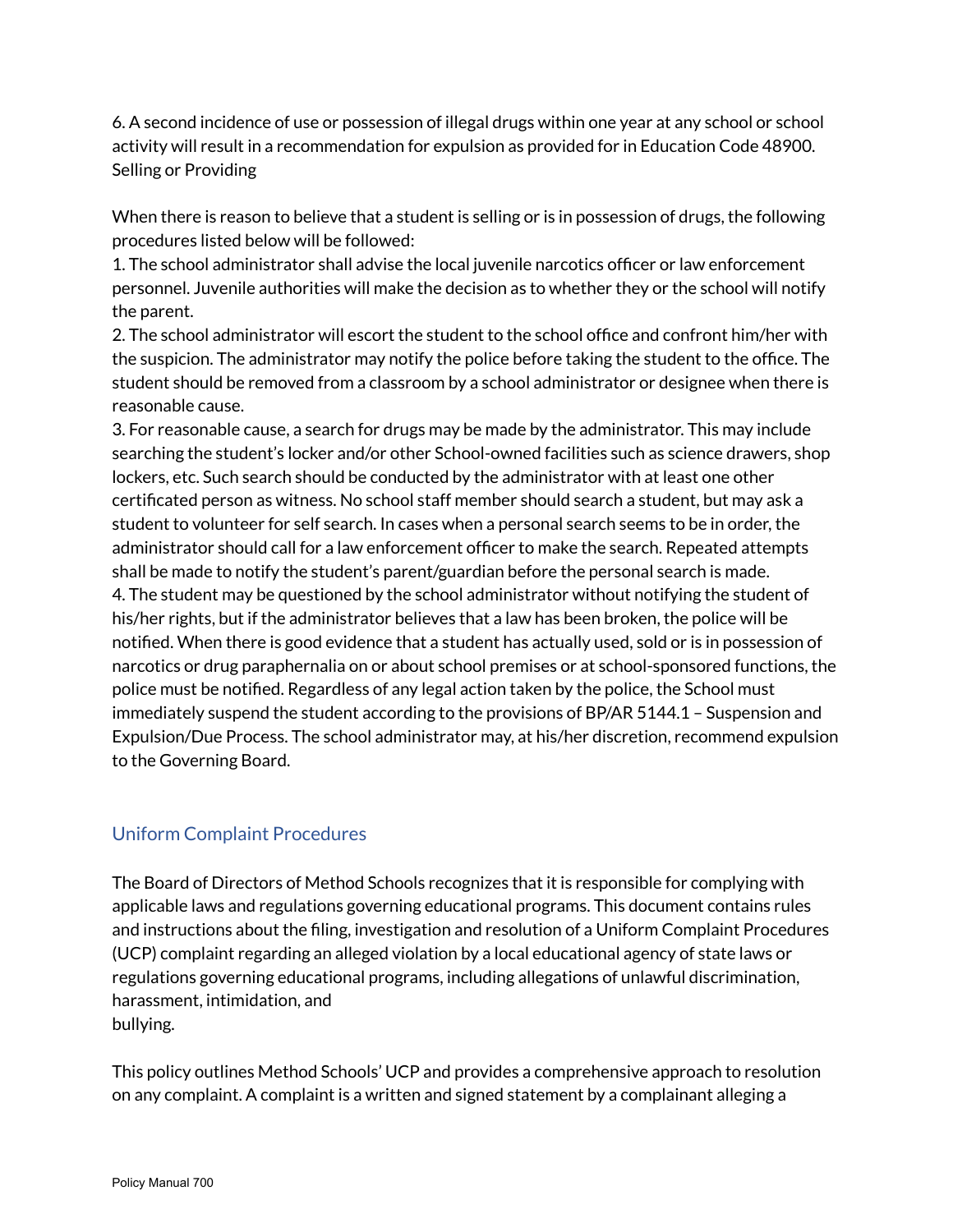6. A second incidence of use or possession of illegal drugs within one year at any school or school activity will result in a recommendation for expulsion as provided for in Education Code 48900.
Selling or Providing

When there is reason to believe that a student is selling or is in possession of drugs, the following procedures listed below will be followed:

1. The school administrator shall advise the local juvenile narcotics officer or law enforcement personnel. Juvenile authorities will make the decision as to whether they or the school will notify the parent.
2. The school administrator will escort the student to the school office and confront him/her with the suspicion. The administrator may notify the police before taking the student to the office. The student should be removed from a classroom by a school administrator or designee when there is reasonable cause.
3. For reasonable cause, a search for drugs may be made by the administrator. This may include searching the student's locker and/or other School-owned facilities such as science drawers, shop lockers, etc. Such search should be conducted by the administrator with at least one other certificated person as witness. No school staff member should search a student, but may ask a student to volunteer for self search. In cases when a personal search seems to be in order, the administrator should call for a law enforcement officer to make the search. Repeated attempts shall be made to notify the student's parent/guardian before the personal search is made.
4. The student may be questioned by the school administrator without notifying the student of his/her rights, but if the administrator believes that a law has been broken, the police will be notified. When there is good evidence that a student has actually used, sold or is in possession of narcotics or drug paraphernalia on or about school premises or at school-sponsored functions, the police must be notified. Regardless of any legal action taken by the police, the School must immediately suspend the student according to the provisions of BP/AR 5144.1 – Suspension and Expulsion/Due Process. The school administrator may, at his/her discretion, recommend expulsion to the Governing Board.

## Uniform Complaint Procedures

The Board of Directors of Method Schools recognizes that it is responsible for complying with applicable laws and regulations governing educational programs. This document contains rules and instructions about the filing, investigation and resolution of a Uniform Complaint Procedures (UCP) complaint regarding an alleged violation by a local educational agency of state laws or regulations governing educational programs, including allegations of unlawful discrimination, harassment, intimidation, and bullying.

This policy outlines Method Schools' UCP and provides a comprehensive approach to resolution on any complaint. A complaint is a written and signed statement by a complainant alleging a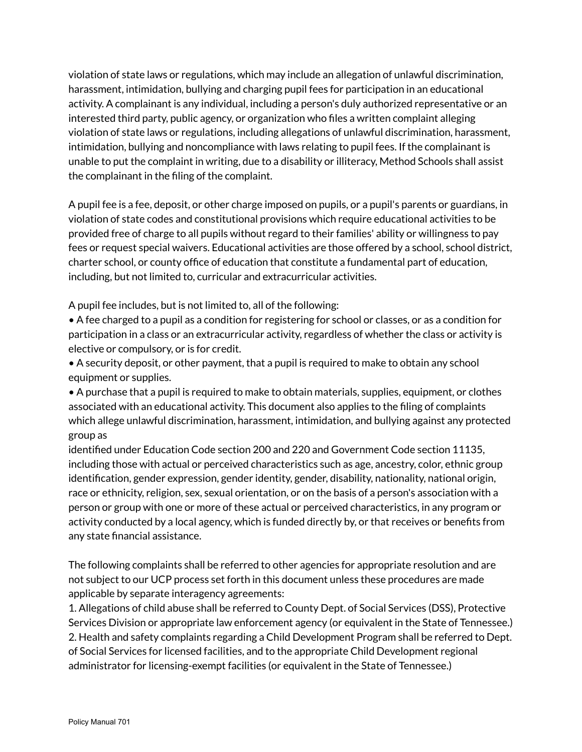violation of state laws or regulations, which may include an allegation of unlawful discrimination, harassment, intimidation, bullying and charging pupil fees for participation in an educational activity. A complainant is any individual, including a person's duly authorized representative or an interested third party, public agency, or organization who files a written complaint alleging violation of state laws or regulations, including allegations of unlawful discrimination, harassment, intimidation, bullying and noncompliance with laws relating to pupil fees. If the complainant is unable to put the complaint in writing, due to a disability or illiteracy, Method Schools shall assist the complainant in the filing of the complaint.

A pupil fee is a fee, deposit, or other charge imposed on pupils, or a pupil's parents or guardians, in violation of state codes and constitutional provisions which require educational activities to be provided free of charge to all pupils without regard to their families' ability or willingness to pay fees or request special waivers. Educational activities are those offered by a school, school district, charter school, or county office of education that constitute a fundamental part of education, including, but not limited to, curricular and extracurricular activities.

A pupil fee includes, but is not limited to, all of the following:

- A fee charged to a pupil as a condition for registering for school or classes, or as a condition for participation in a class or an extracurricular activity, regardless of whether the class or activity is elective or compulsory, or is for credit.
- A security deposit, or other payment, that a pupil is required to make to obtain any school equipment or supplies.
- A purchase that a pupil is required to make to obtain materials, supplies, equipment, or clothes associated with an educational activity. This document also applies to the filing of complaints which allege unlawful discrimination, harassment, intimidation, and bullying against any protected group as identified under Education Code section 200 and 220 and Government Code section 11135, including those with actual or perceived characteristics such as age, ancestry, color, ethnic group identification, gender expression, gender identity, gender, disability, nationality, national origin, race or ethnicity, religion, sex, sexual orientation, or on the basis of a person's association with a person or group with one or more of these actual or perceived characteristics, in any program or activity conducted by a local agency, which is funded directly by, or that receives or benefits from any state financial assistance.

The following complaints shall be referred to other agencies for appropriate resolution and are not subject to our UCP process set forth in this document unless these procedures are made applicable by separate interagency agreements:

1. Allegations of child abuse shall be referred to County Dept. of Social Services (DSS), Protective Services Division or appropriate law enforcement agency (or equivalent in the State of Tennessee.)
2. Health and safety complaints regarding a Child Development Program shall be referred to Dept. of Social Services for licensed facilities, and to the appropriate Child Development regional administrator for licensing-exempt facilities (or equivalent in the State of Tennessee.)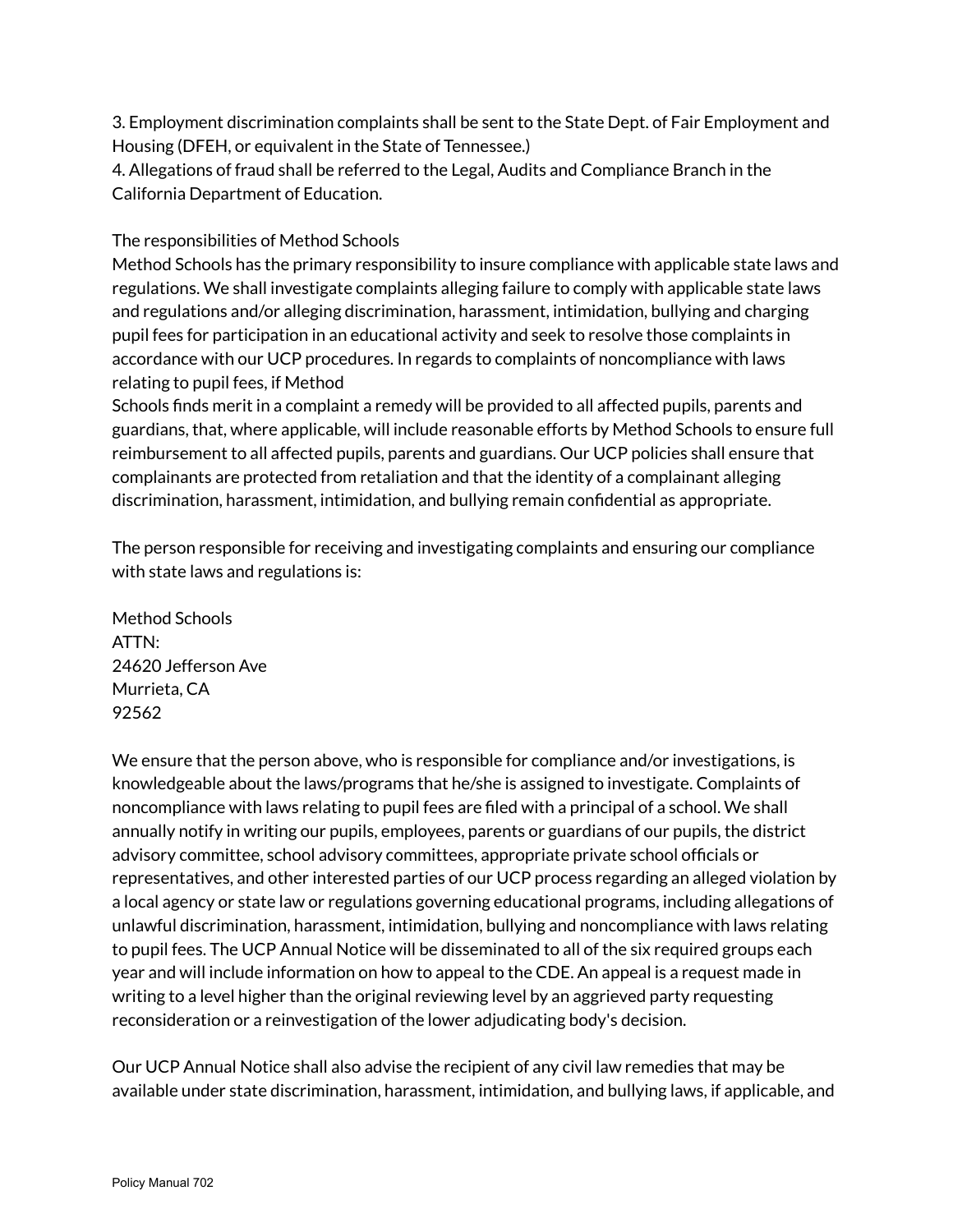3. Employment discrimination complaints shall be sent to the State Dept. of Fair Employment and Housing (DFEH, or equivalent in the State of Tennessee.)
4. Allegations of fraud shall be referred to the Legal, Audits and Compliance Branch in the California Department of Education.

The responsibilities of Method Schools
Method Schools has the primary responsibility to insure compliance with applicable state laws and regulations. We shall investigate complaints alleging failure to comply with applicable state laws and regulations and/or alleging discrimination, harassment, intimidation, bullying and charging pupil fees for participation in an educational activity and seek to resolve those complaints in accordance with our UCP procedures. In regards to complaints of noncompliance with laws relating to pupil fees, if Method
Schools finds merit in a complaint a remedy will be provided to all affected pupils, parents and guardians, that, where applicable, will include reasonable efforts by Method Schools to ensure full reimbursement to all affected pupils, parents and guardians. Our UCP policies shall ensure that complainants are protected from retaliation and that the identity of a complainant alleging discrimination, harassment, intimidation, and bullying remain confidential as appropriate.

The person responsible for receiving and investigating complaints and ensuring our compliance with state laws and regulations is:

Method Schools
ATTN:
24620 Jefferson Ave
Murrieta, CA
92562

We ensure that the person above, who is responsible for compliance and/or investigations, is knowledgeable about the laws/programs that he/she is assigned to investigate. Complaints of noncompliance with laws relating to pupil fees are filed with a principal of a school. We shall annually notify in writing our pupils, employees, parents or guardians of our pupils, the district advisory committee, school advisory committees, appropriate private school officials or representatives, and other interested parties of our UCP process regarding an alleged violation by a local agency or state law or regulations governing educational programs, including allegations of unlawful discrimination, harassment, intimidation, bullying and noncompliance with laws relating to pupil fees. The UCP Annual Notice will be disseminated to all of the six required groups each year and will include information on how to appeal to the CDE. An appeal is a request made in writing to a level higher than the original reviewing level by an aggrieved party requesting reconsideration or a reinvestigation of the lower adjudicating body's decision.

Our UCP Annual Notice shall also advise the recipient of any civil law remedies that may be available under state discrimination, harassment, intimidation, and bullying laws, if applicable, and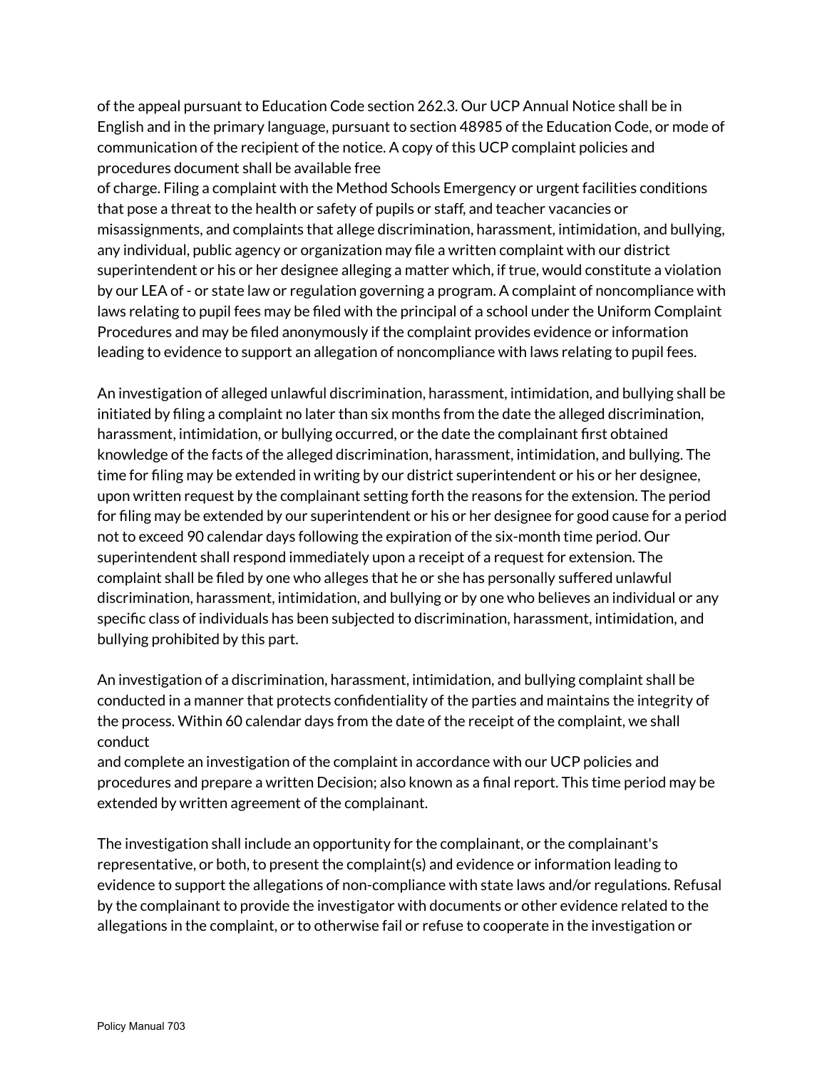of the appeal pursuant to Education Code section 262.3. Our UCP Annual Notice shall be in English and in the primary language, pursuant to section 48985 of the Education Code, or mode of communication of the recipient of the notice. A copy of this UCP complaint policies and procedures document shall be available free of charge. Filing a complaint with the Method Schools Emergency or urgent facilities conditions that pose a threat to the health or safety of pupils or staff, and teacher vacancies or misassignments, and complaints that allege discrimination, harassment, intimidation, and bullying, any individual, public agency or organization may file a written complaint with our district superintendent or his or her designee alleging a matter which, if true, would constitute a violation by our LEA of - or state law or regulation governing a program. A complaint of noncompliance with laws relating to pupil fees may be filed with the principal of a school under the Uniform Complaint Procedures and may be filed anonymously if the complaint provides evidence or information leading to evidence to support an allegation of noncompliance with laws relating to pupil fees.

An investigation of alleged unlawful discrimination, harassment, intimidation, and bullying shall be initiated by filing a complaint no later than six months from the date the alleged discrimination, harassment, intimidation, or bullying occurred, or the date the complainant first obtained knowledge of the facts of the alleged discrimination, harassment, intimidation, and bullying. The time for filing may be extended in writing by our district superintendent or his or her designee, upon written request by the complainant setting forth the reasons for the extension. The period for filing may be extended by our superintendent or his or her designee for good cause for a period not to exceed 90 calendar days following the expiration of the six-month time period. Our superintendent shall respond immediately upon a receipt of a request for extension. The complaint shall be filed by one who alleges that he or she has personally suffered unlawful discrimination, harassment, intimidation, and bullying or by one who believes an individual or any specific class of individuals has been subjected to discrimination, harassment, intimidation, and bullying prohibited by this part.

An investigation of a discrimination, harassment, intimidation, and bullying complaint shall be conducted in a manner that protects confidentiality of the parties and maintains the integrity of the process. Within 60 calendar days from the date of the receipt of the complaint, we shall conduct and complete an investigation of the complaint in accordance with our UCP policies and procedures and prepare a written Decision; also known as a final report. This time period may be extended by written agreement of the complainant.

The investigation shall include an opportunity for the complainant, or the complainant's representative, or both, to present the complaint(s) and evidence or information leading to evidence to support the allegations of non-compliance with state laws and/or regulations. Refusal by the complainant to provide the investigator with documents or other evidence related to the allegations in the complaint, or to otherwise fail or refuse to cooperate in the investigation or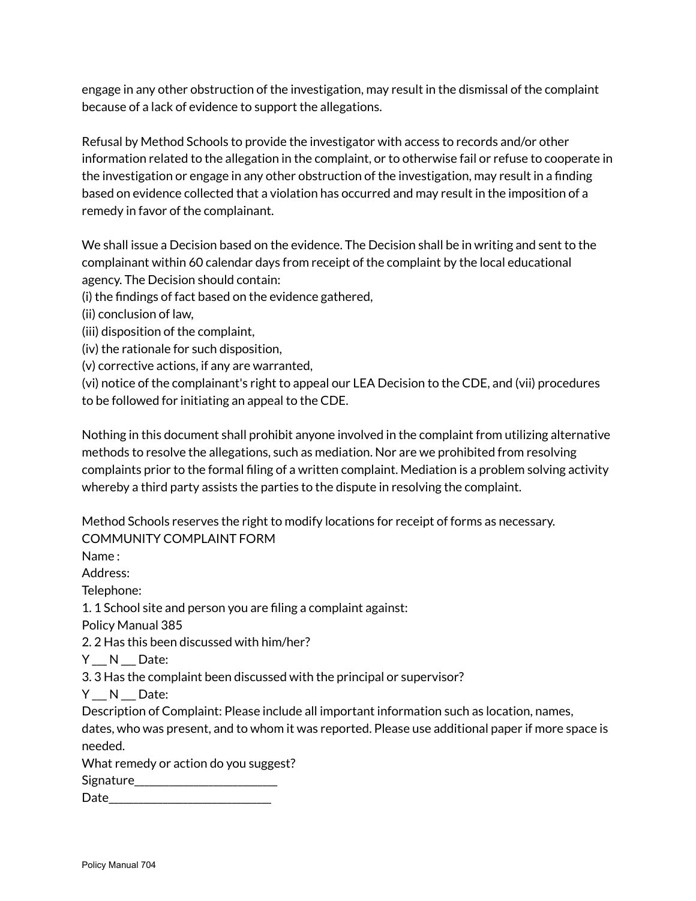engage in any other obstruction of the investigation, may result in the dismissal of the complaint because of a lack of evidence to support the allegations.

Refusal by Method Schools to provide the investigator with access to records and/or other information related to the allegation in the complaint, or to otherwise fail or refuse to cooperate in the investigation or engage in any other obstruction of the investigation, may result in a finding based on evidence collected that a violation has occurred and may result in the imposition of a remedy in favor of the complainant.

We shall issue a Decision based on the evidence. The Decision shall be in writing and sent to the complainant within 60 calendar days from receipt of the complaint by the local educational agency. The Decision should contain:
(i) the findings of fact based on the evidence gathered,
(ii) conclusion of law,
(iii) disposition of the complaint,
(iv) the rationale for such disposition,
(v) corrective actions, if any are warranted,
(vi) notice of the complainant's right to appeal our LEA Decision to the CDE, and (vii) procedures to be followed for initiating an appeal to the CDE.

Nothing in this document shall prohibit anyone involved in the complaint from utilizing alternative methods to resolve the allegations, such as mediation. Nor are we prohibited from resolving complaints prior to the formal filing of a written complaint. Mediation is a problem solving activity whereby a third party assists the parties to the dispute in resolving the complaint.

Method Schools reserves the right to modify locations for receipt of forms as necessary.
COMMUNITY COMPLAINT FORM
Name :
Address:
Telephone:
1. 1 School site and person you are filing a complaint against:
Policy Manual 385
2. 2 Has this been discussed with him/her?
Y ___ N ___ Date:
3. 3 Has the complaint been discussed with the principal or supervisor?
Y ___ N ___ Date:
Description of Complaint: Please include all important information such as location, names, dates, who was present, and to whom it was reported. Please use additional paper if more space is needed.
What remedy or action do you suggest?
Signature_______________________
Date__________________________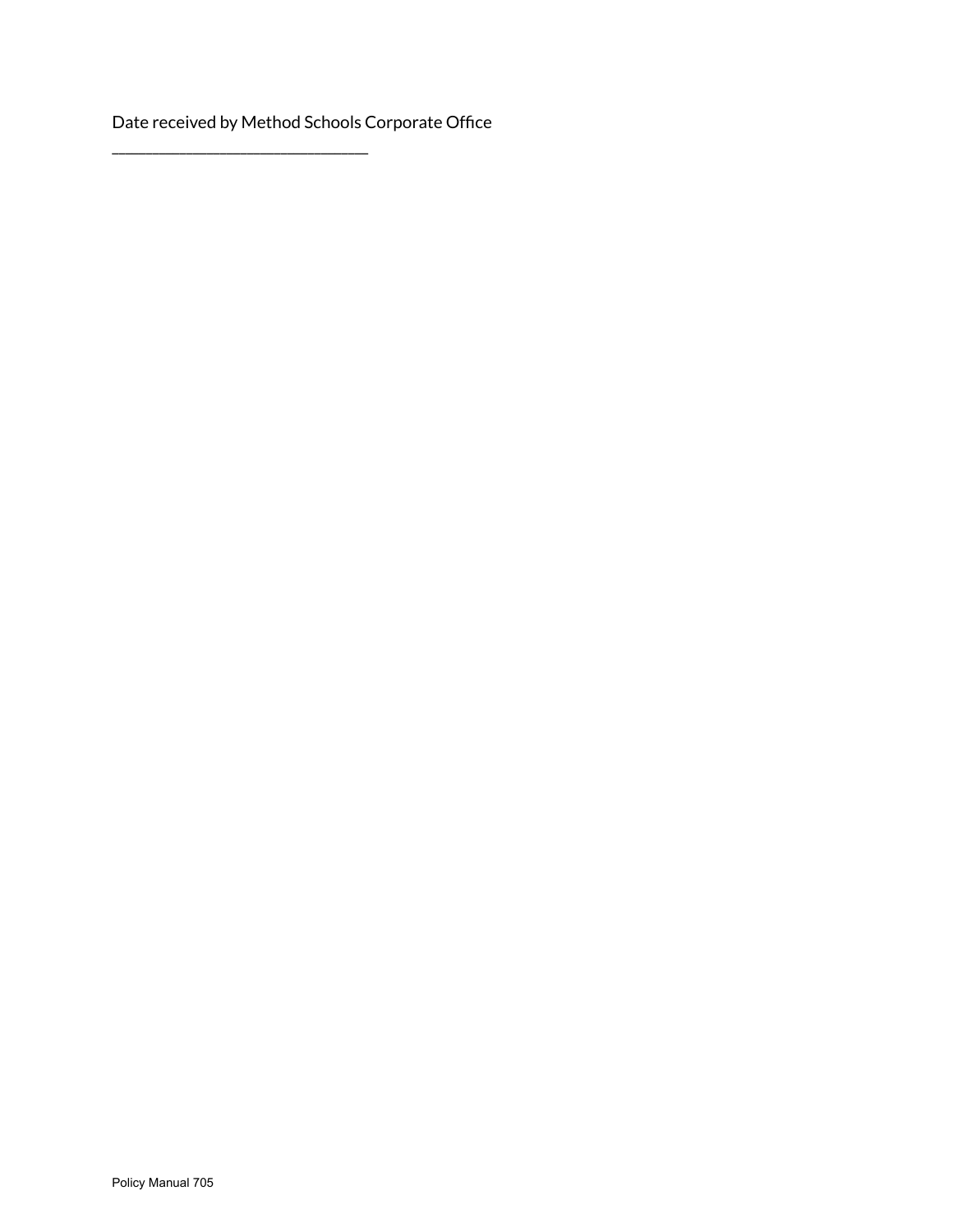Date received by Method Schools Corporate Office

_______________________________